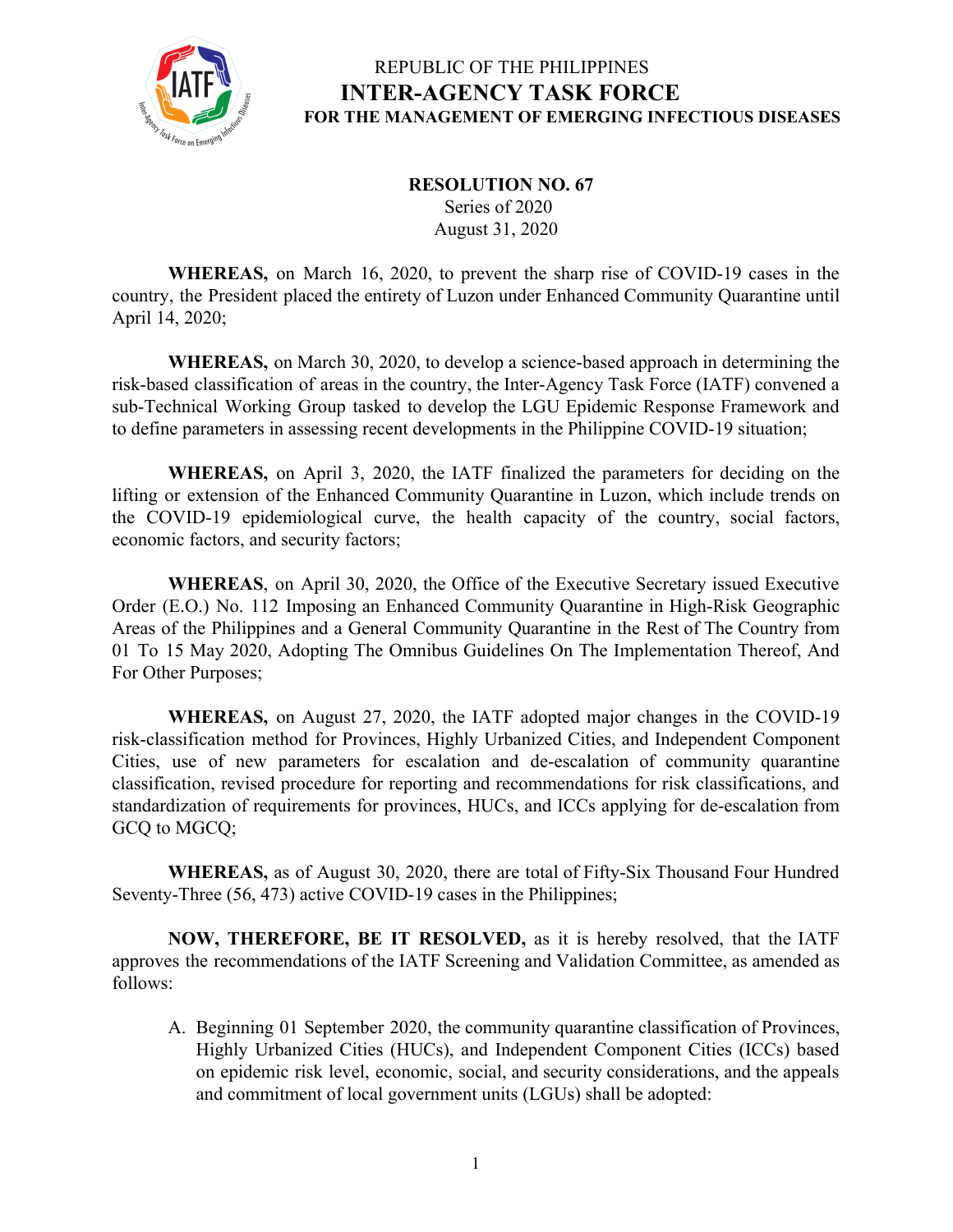REPUBLIC OF THE PHILIPPINES

# INTER-AGENCY TASK FORCE

## FOR THE MANAGEMENT OF EMERGING INFECTIOUS DISEASES

**RESOLUTION NO. 67**
Series of 2020
August 31, 2020

**WHEREAS,** on March 16, 2020, to prevent the sharp rise of COVID-19 cases in the country, the President placed the entirety of Luzon under Enhanced Community Quarantine until April 14, 2020;

**WHEREAS,** on March 30, 2020, to develop a science-based approach in determining the risk-based classification of areas in the country, the Inter-Agency Task Force (IATF) convened a sub-Technical Working Group tasked to develop the LGU Epidemic Response Framework and to define parameters in assessing recent developments in the Philippine COVID-19 situation;

**WHEREAS,** on April 3, 2020, the IATF finalized the parameters for deciding on the lifting or extension of the Enhanced Community Quarantine in Luzon, which include trends on the COVID-19 epidemiological curve, the health capacity of the country, social factors, economic factors, and security factors;

**WHEREAS**, on April 30, 2020, the Office of the Executive Secretary issued Executive Order (E.O.) No. 112 Imposing an Enhanced Community Quarantine in High-Risk Geographic Areas of the Philippines and a General Community Quarantine in the Rest of The Country from 01 To 15 May 2020, Adopting The Omnibus Guidelines On The Implementation Thereof, And For Other Purposes;

**WHEREAS,** on August 27, 2020, the IATF adopted major changes in the COVID-19 risk-classification method for Provinces, Highly Urbanized Cities, and Independent Component Cities, use of new parameters for escalation and de-escalation of community quarantine classification, revised procedure for reporting and recommendations for risk classifications, and standardization of requirements for provinces, HUCs, and ICCs applying for de-escalation from GCQ to MGCQ;

**WHEREAS,** as of August 30, 2020, there are total of Fifty-Six Thousand Four Hundred Seventy-Three (56, 473) active COVID-19 cases in the Philippines;

**NOW, THEREFORE, BE IT RESOLVED,** as it is hereby resolved, that the IATF approves the recommendations of the IATF Screening and Validation Committee, as amended as follows:

A. Beginning 01 September 2020, the community quarantine classification of Provinces, Highly Urbanized Cities (HUCs), and Independent Component Cities (ICCs) based on epidemic risk level, economic, social, and security considerations, and the appeals and commitment of local government units (LGUs) shall be adopted: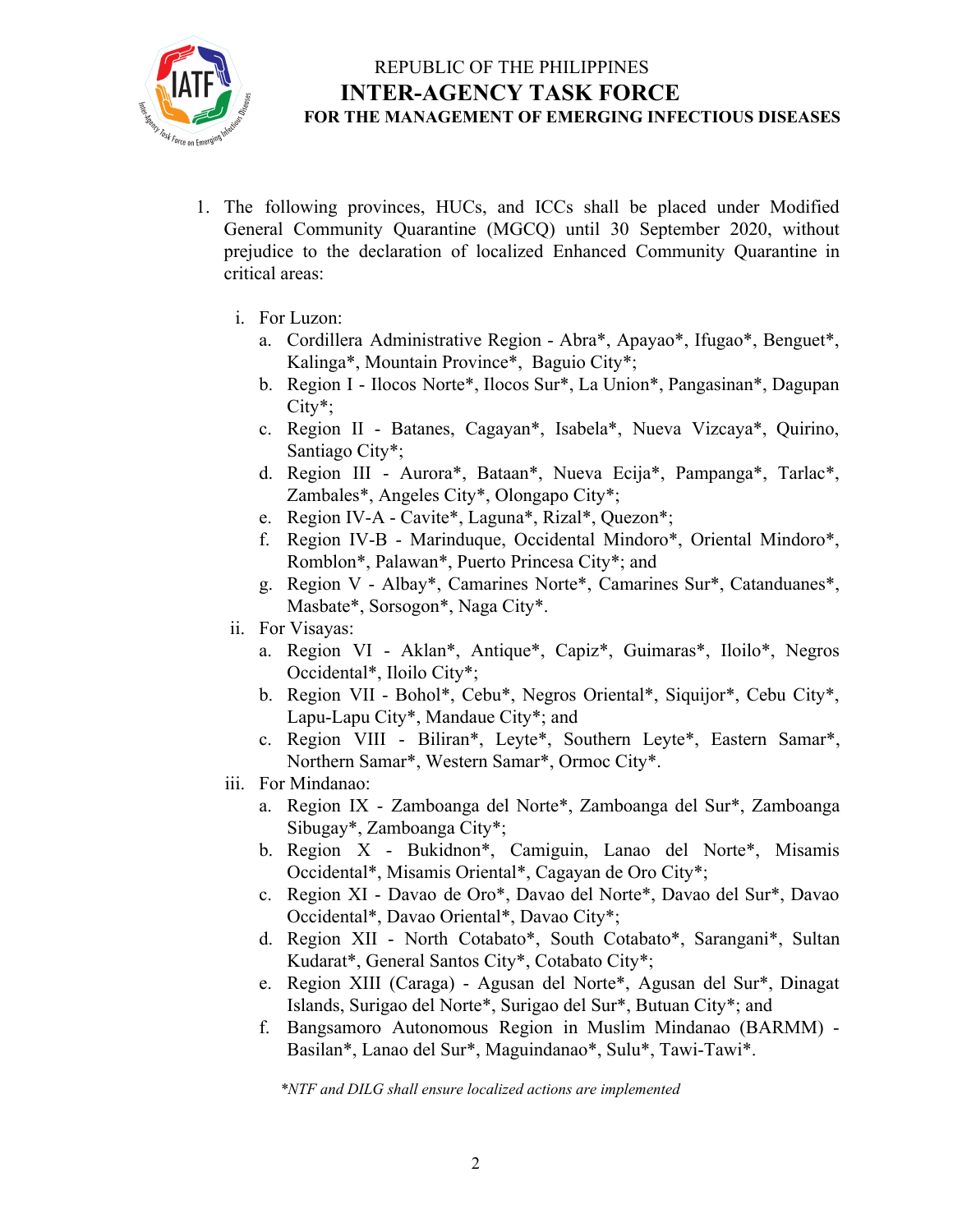1. The following provinces, HUCs, and ICCs shall be placed under Modified General Community Quarantine (MGCQ) until 30 September 2020, without prejudice to the declaration of localized Enhanced Community Quarantine in critical areas:

   i. For Luzon:
      a. Cordillera Administrative Region - Abra*, Apayao*, Ifugao*, Benguet*, Kalinga*, Mountain Province*, Baguio City*;
      b. Region I - Ilocos Norte*, Ilocos Sur*, La Union*, Pangasinan*, Dagupan City*;
      c. Region II - Batanes, Cagayan*, Isabela*, Nueva Vizcaya*, Quirino, Santiago City*;
      d. Region III - Aurora*, Bataan*, Nueva Ecija*, Pampanga*, Tarlac*, Zambales*, Angeles City*, Olongapo City*;
      e. Region IV-A - Cavite*, Laguna*, Rizal*, Quezon*;
      f. Region IV-B - Marinduque, Occidental Mindoro*, Oriental Mindoro*, Romblon*, Palawan*, Puerto Princesa City*; and
      g. Region V - Albay*, Camarines Norte*, Camarines Sur*, Catanduanes*, Masbate*, Sorsogon*, Naga City*.

   ii. For Visayas:
      a. Region VI - Aklan*, Antique*, Capiz*, Guimaras*, Iloilo*, Negros Occidental*, Iloilo City*;
      b. Region VII - Bohol*, Cebu*, Negros Oriental*, Siquijor*, Cebu City*, Lapu-Lapu City*, Mandaue City*; and
      c. Region VIII - Biliran*, Leyte*, Southern Leyte*, Eastern Samar*, Northern Samar*, Western Samar*, Ormoc City*.

   iii. For Mindanao:
      a. Region IX - Zamboanga del Norte*, Zamboanga del Sur*, Zamboanga Sibugay*, Zamboanga City*;
      b. Region X - Bukidnon*, Camiguin, Lanao del Norte*, Misamis Occidental*, Misamis Oriental*, Cagayan de Oro City*;
      c. Region XI - Davao de Oro*, Davao del Norte*, Davao del Sur*, Davao Occidental*, Davao Oriental*, Davao City*;
      d. Region XII - North Cotabato*, South Cotabato*, Sarangani*, Sultan Kudarat*, General Santos City*, Cotabato City*;
      e. Region XIII (Caraga) - Agusan del Norte*, Agusan del Sur*, Dinagat Islands, Surigao del Norte*, Surigao del Sur*, Butuan City*; and
      f. Bangsamoro Autonomous Region in Muslim Mindanao (BARMM) - Basilan*, Lanao del Sur*, Maguindanao*, Sulu*, Tawi-Tawi*.

*\*NTF and DILG shall ensure localized actions are implemented*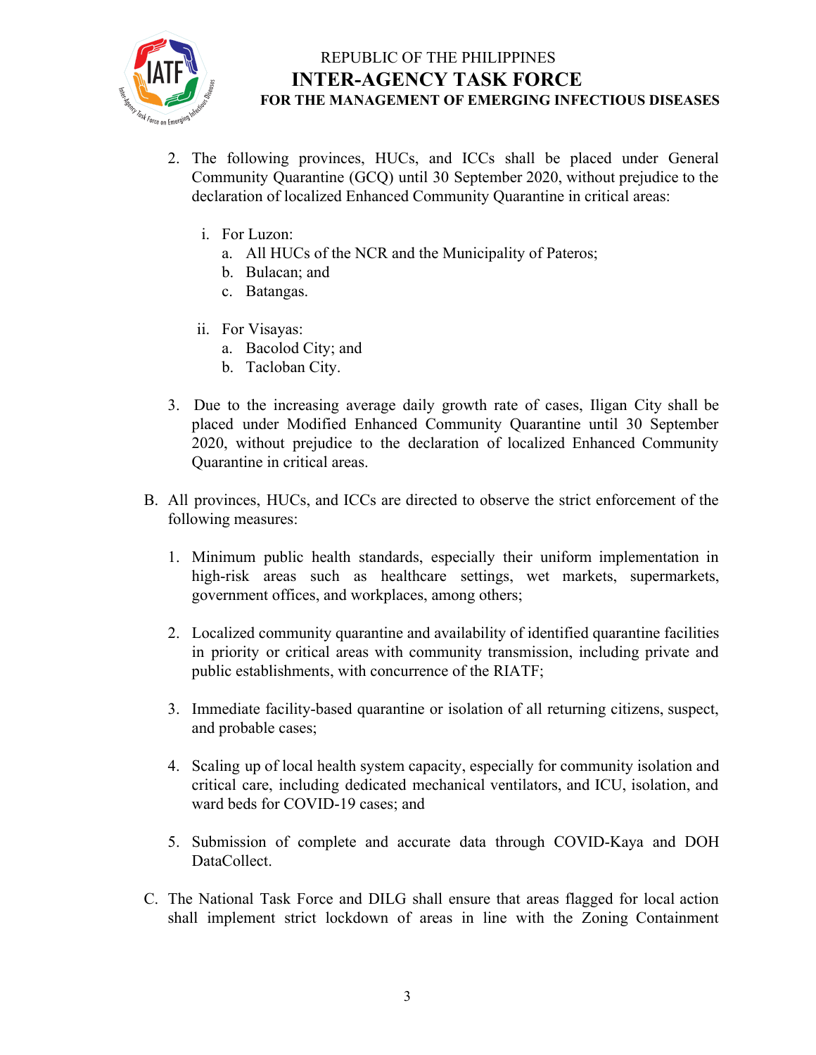2. The following provinces, HUCs, and ICCs shall be placed under General Community Quarantine (GCQ) until 30 September 2020, without prejudice to the declaration of localized Enhanced Community Quarantine in critical areas:

   i. For Luzon:
      a. All HUCs of the NCR and the Municipality of Pateros;
      b. Bulacan; and
      c. Batangas.

   ii. For Visayas:
      a. Bacolod City; and
      b. Tacloban City.

3. Due to the increasing average daily growth rate of cases, Iligan City shall be placed under Modified Enhanced Community Quarantine until 30 September 2020, without prejudice to the declaration of localized Enhanced Community Quarantine in critical areas.

B. All provinces, HUCs, and ICCs are directed to observe the strict enforcement of the following measures:

1. Minimum public health standards, especially their uniform implementation in high-risk areas such as healthcare settings, wet markets, supermarkets, government offices, and workplaces, among others;

2. Localized community quarantine and availability of identified quarantine facilities in priority or critical areas with community transmission, including private and public establishments, with concurrence of the RIATF;

3. Immediate facility-based quarantine or isolation of all returning citizens, suspect, and probable cases;

4. Scaling up of local health system capacity, especially for community isolation and critical care, including dedicated mechanical ventilators, and ICU, isolation, and ward beds for COVID-19 cases; and

5. Submission of complete and accurate data through COVID-Kaya and DOH DataCollect.

C. The National Task Force and DILG shall ensure that areas flagged for local action shall implement strict lockdown of areas in line with the Zoning Containment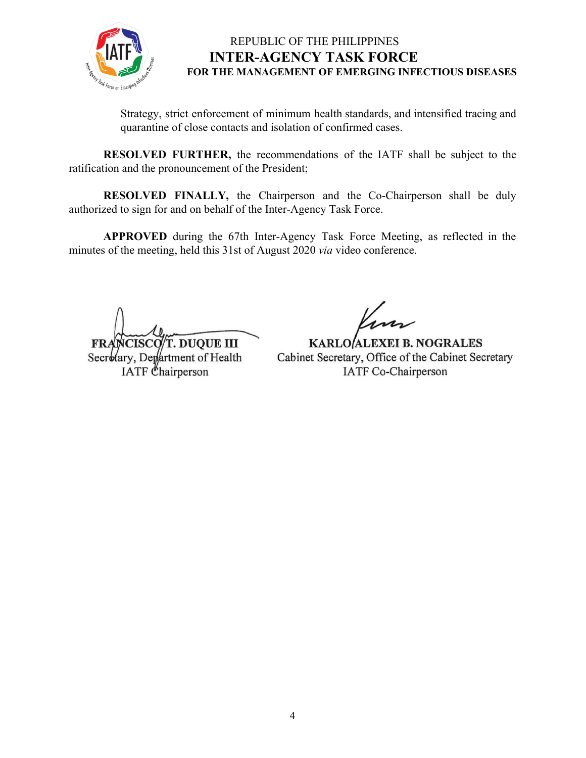Strategy, strict enforcement of minimum health standards, and intensified tracing and quarantine of close contacts and isolation of confirmed cases.

**RESOLVED FURTHER,** the recommendations of the IATF shall be subject to the ratification and the pronouncement of the President;

**RESOLVED FINALLY,** the Chairperson and the Co-Chairperson shall be duly authorized to sign for and on behalf of the Inter-Agency Task Force.

**APPROVED** during the 67th Inter-Agency Task Force Meeting, as reflected in the minutes of the meeting, held this 31st of August 2020 *via* video conference.

**FRANCISCO T. DUQUE III**
Secretary, Department of Health
IATF Chairperson

**KARLO ALEXEI B. NOGRALES**
Cabinet Secretary, Office of the Cabinet Secretary
IATF Co-Chairperson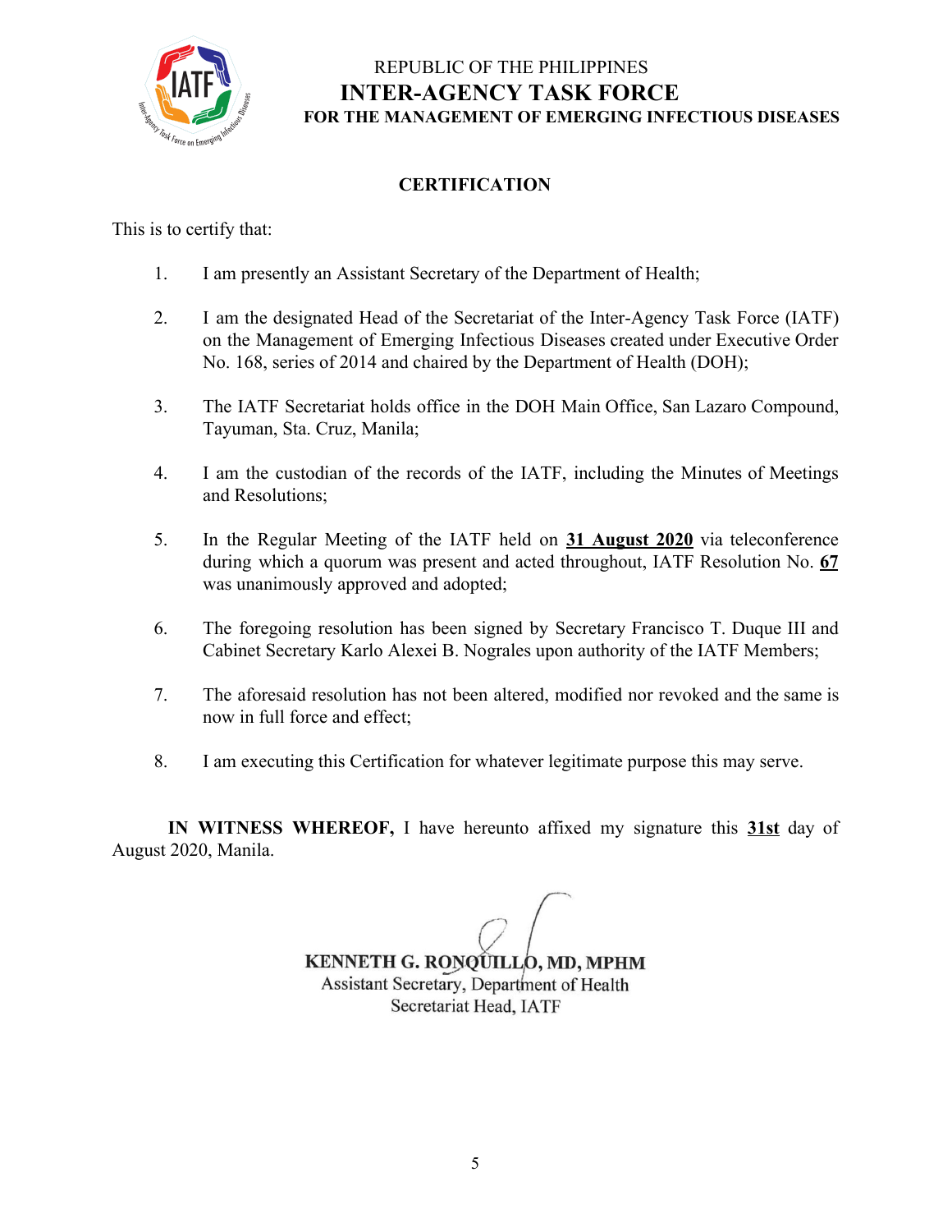REPUBLIC OF THE PHILIPPINES
**INTER-AGENCY TASK FORCE**
**FOR THE MANAGEMENT OF EMERGING INFECTIOUS DISEASES**

## CERTIFICATION

This is to certify that:

1. I am presently an Assistant Secretary of the Department of Health;

2. I am the designated Head of the Secretariat of the Inter-Agency Task Force (IATF) on the Management of Emerging Infectious Diseases created under Executive Order No. 168, series of 2014 and chaired by the Department of Health (DOH);

3. The IATF Secretariat holds office in the DOH Main Office, San Lazaro Compound, Tayuman, Sta. Cruz, Manila;

4. I am the custodian of the records of the IATF, including the Minutes of Meetings and Resolutions;

5. In the Regular Meeting of the IATF held on **31 August 2020** via teleconference during which a quorum was present and acted throughout, IATF Resolution No. **67** was unanimously approved and adopted;

6. The foregoing resolution has been signed by Secretary Francisco T. Duque III and Cabinet Secretary Karlo Alexei B. Nograles upon authority of the IATF Members;

7. The aforesaid resolution has not been altered, modified nor revoked and the same is now in full force and effect;

8. I am executing this Certification for whatever legitimate purpose this may serve.

**IN WITNESS WHEREOF,** I have hereunto affixed my signature this **31st** day of August 2020, Manila.

**KENNETH G. RONQUILLO, MD, MPHM**
Assistant Secretary, Department of Health
Secretariat Head, IATF